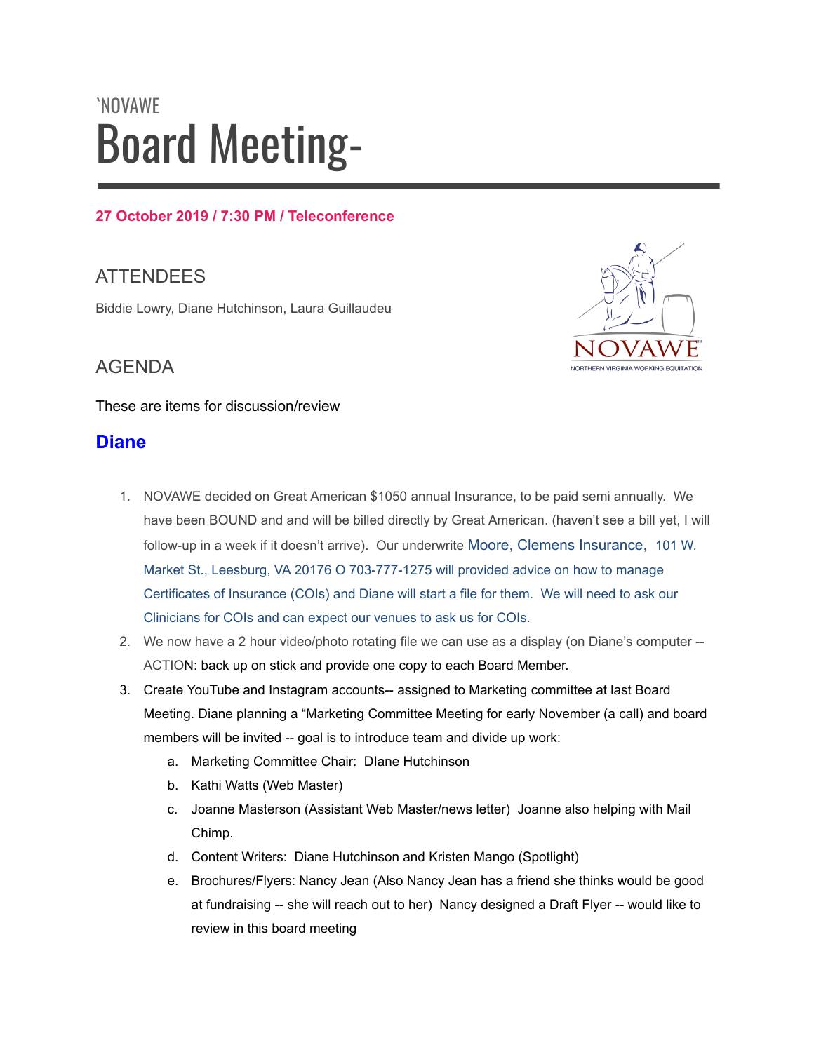`NOVAWE

# Board Meeting-

**27 October 2019 / 7:30 PM / Teleconference**

## ATTENDEES

Biddie Lowry, Diane Hutchinson, Laura Guillaudeu

## AGENDA

These are items for discussion/review

### Diane

1. NOVAWE decided on Great American $1050 annual Insurance, to be paid semi annually. We have been BOUND and and will be billed directly by Great American. (haven't see a bill yet, I will follow-up in a week if it doesn't arrive). Our underwrite Moore, Clemens Insurance, 101 W. Market St., Leesburg, VA 20176 O 703-777-1275 will provided advice on how to manage Certificates of Insurance (COIs) and Diane will start a file for them. We will need to ask our Clinicians for COIs and can expect our venues to ask us for COIs.
2. We now have a 2 hour video/photo rotating file we can use as a display (on Diane's computer -- ACTION: back up on stick and provide one copy to each Board Member.
3. Create YouTube and Instagram accounts-- assigned to Marketing committee at last Board Meeting. Diane planning a "Marketing Committee Meeting for early November (a call) and board members will be invited -- goal is to introduce team and divide up work:
   a. Marketing Committee Chair: DIane Hutchinson
   b. Kathi Watts (Web Master)
   c. Joanne Masterson (Assistant Web Master/news letter) Joanne also helping with Mail Chimp.
   d. Content Writers: Diane Hutchinson and Kristen Mango (Spotlight)
   e. Brochures/Flyers: Nancy Jean (Also Nancy Jean has a friend she thinks would be good at fundraising -- she will reach out to her) Nancy designed a Draft Flyer -- would like to review in this board meeting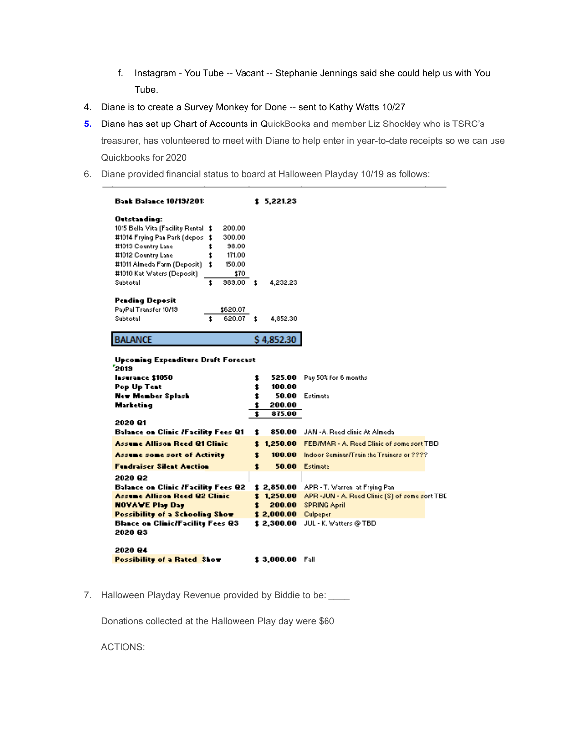f. Instagram - You Tube -- Vacant -- Stephanie Jennings said she could help us with You Tube.

4. Diane is to create a Survey Monkey for Done -- sent to Kathy Watts 10/27
5. Diane has set up Chart of Accounts in QuickBooks and member Liz Shockley who is TSRC's treasurer, has volunteered to meet with Diane to help enter in year-to-date receipts so we can use Quickbooks for 2020
6. Diane provided financial status to board at Halloween Playday 10/19 as follows:

| | | | |
|---|---|---|---|
| **Bank Balance 10/19/201** | | $ 5,221.23 | |
| **Outstanding:** | | | |
| 1015 Bella Vita (Facility Rental | $ 200.00 | | |
| #1014 Frying Pan Park (depos | $ 300.00 | | |
| #1013 Country Lane | $ 98.00 | | |
| #1012 Country Lane | $ 171.00 | | |
| #1011 Almeda Farm (Deposit) | $ 150.00 | | |
| #1010 Kat Waters (Deposit) | $70 | | |
| Subtotal | $ 989.00 | $ 4,232.23 | |
| **Pending Deposit** | | | |
| PayPal Transfer 10/19 | $620.07 | | |
| Subtotal | $ 620.07 | $ 4,852.30 | |
| **BALANCE** | | **$ 4,852.30** | |
| **Upcoming Expenditure Draft Forecast** | | | |
| **2019** | | | |
| **Insurance $1050** | | $ 525.00 | Pay 50% for 6 months |
| **Pop Up Tent** | | $ 100.00 | |
| **New Member Splash** | | $ 50.00 | Estimate |
| **Marketing** | | $ 200.00 | |
| | | $ 875.00 | |
| **2020 Q1** | | | |
| **Balance on Clinic /Facility Fees Q1** | | $ 850.00 | JAN -A. Reed clinic At Almeda |
| **Assume Allison Reed Q1 Clinic** | | $ 1,250.00 | FEB/MAR - A. Reed Clinic of some sort TBD |
| **Assume some sort of Activity** | | $ 100.00 | Indoor Seminar/Train the Trainers or ???? |
| **Fundraiser Silent Auction** | | $ 50.00 | Estimate |
| **2020 Q2** | | | |
| **Balance on Clinic /Facility Fees Q2** | | $ 2,850.00 | APR - T. Warren at Frying Pan |
| **Assume Allison Reed Q2 Clinic** | | $ 1,250.00 | APR -JUN - A. Reed Clinic (S) of some sort TBD |
| **NOVAWE Play Day** | | $ 200.00 | SPRING April |
| **Possibility of a Schooling Show** | | $ 2,000.00 | Culpeper |
| **Blance on Clinic/Facility Fees Q3** | | $ 2,300.00 | JUL - K. Watters @ TBD |
| **2020 Q3** | | | |
| **2020 Q4** | | | |
| **Possibility of a Rated Show** | | $ 3,000.00 | Fall |

7. Halloween Playday Revenue provided by Biddie to be: ____

   Donations collected at the Halloween Play day were $60

   ACTIONS: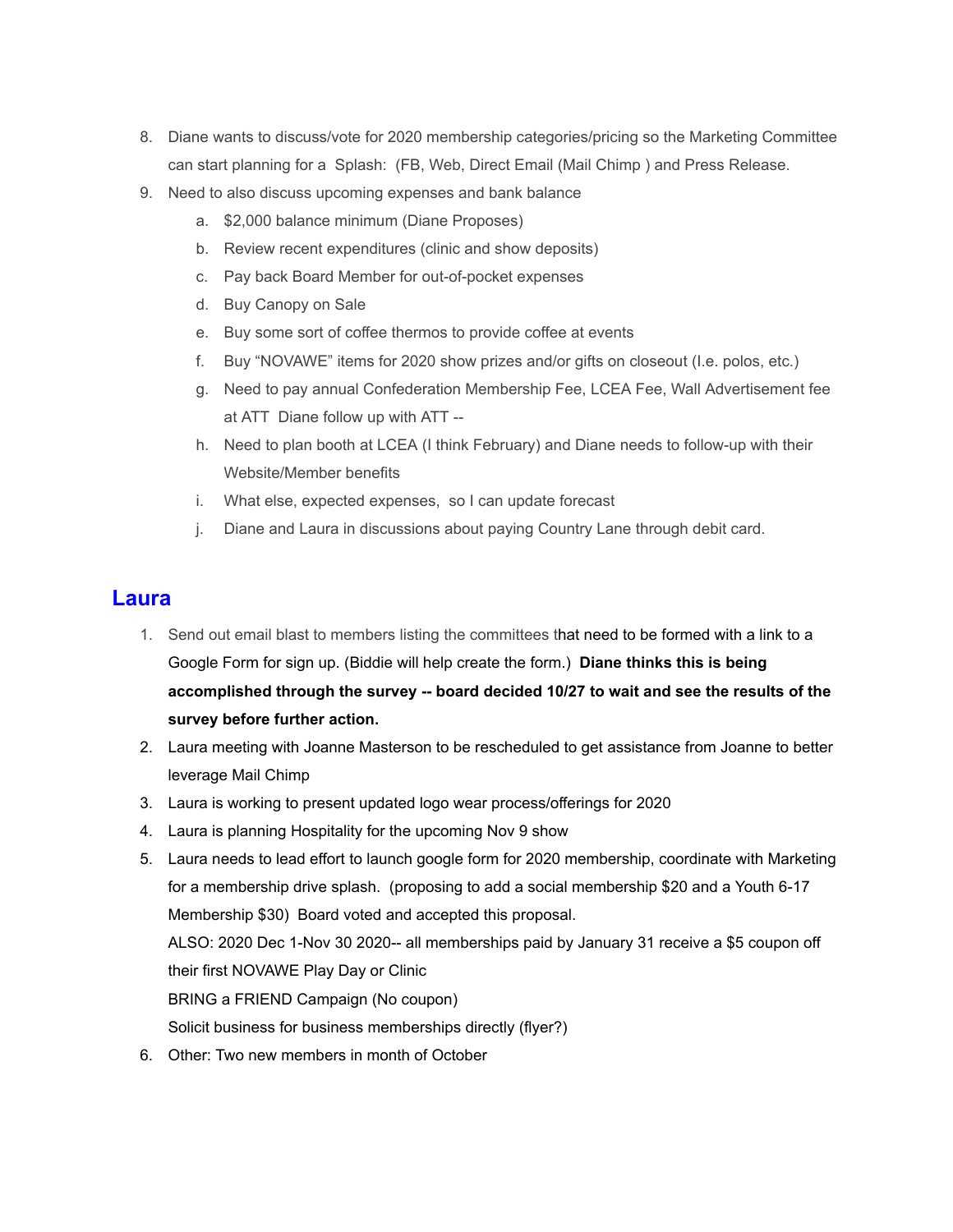8. Diane wants to discuss/vote for 2020 membership categories/pricing so the Marketing Committee can start planning for a Splash: (FB, Web, Direct Email (Mail Chimp ) and Press Release.
9. Need to also discuss upcoming expenses and bank balance
    a. $2,000 balance minimum (Diane Proposes)
    b. Review recent expenditures (clinic and show deposits)
    c. Pay back Board Member for out-of-pocket expenses
    d. Buy Canopy on Sale
    e. Buy some sort of coffee thermos to provide coffee at events
    f. Buy "NOVAWE" items for 2020 show prizes and/or gifts on closeout (I.e. polos, etc.)
    g. Need to pay annual Confederation Membership Fee, LCEA Fee, Wall Advertisement fee at ATT Diane follow up with ATT --
    h. Need to plan booth at LCEA (I think February) and Diane needs to follow-up with their Website/Member benefits
    i. What else, expected expenses, so I can update forecast
    j. Diane and Laura in discussions about paying Country Lane through debit card.

## Laura

1. Send out email blast to members listing the committees that need to be formed with a link to a Google Form for sign up. (Biddie will help create the form.) **Diane thinks this is being accomplished through the survey -- board decided 10/27 to wait and see the results of the survey before further action.**
2. Laura meeting with Joanne Masterson to be rescheduled to get assistance from Joanne to better leverage Mail Chimp
3. Laura is working to present updated logo wear process/offerings for 2020
4. Laura is planning Hospitality for the upcoming Nov 9 show
5. Laura needs to lead effort to launch google form for 2020 membership, coordinate with Marketing for a membership drive splash. (proposing to add a social membership $20 and a Youth 6-17 Membership $30) Board voted and accepted this proposal.
   ALSO: 2020 Dec 1-Nov 30 2020-- all memberships paid by January 31 receive a $5 coupon off their first NOVAWE Play Day or Clinic
   BRING a FRIEND Campaign (No coupon)
   Solicit business for business memberships directly (flyer?)
6. Other: Two new members in month of October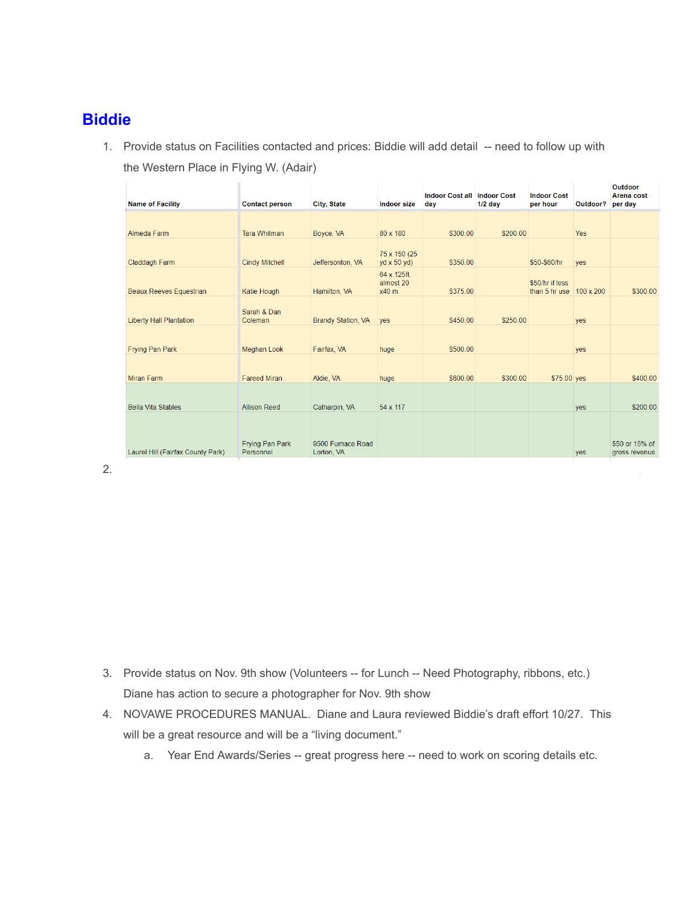## Biddie

1. Provide status on Facilities contacted and prices: Biddie will add detail -- need to follow up with the Western Place in Flying W. (Adair)

| Name of Facility | Contact person | City, State | Indoor size | Indoor Cost all day | Indoor Cost 1/2 day | Indoor Cost per hour | Outdoor? | Outdoor Arena cost per day |
|---|---|---|---|---|---|---|---|---|
| Almeda Farm | Tara Whitman | Boyce, VA | 80 x 180 | $300.00 | $200.00 | | Yes | |
| Claddagh Farm | Cindy Mitchell | Jeffersonton, VA | 75 x 150 (25 yd x 50 yd) | $350.00 | | $50-$60/hr | yes | |
| Beaux Reeves Equestrian | Katie Hough | Hamilton, VA | 64 x 125ft, almost 20 x40 m | $375.00 | | $50/hr if less than 5 hr use | 100 x 200 | $300.00 |
| Liberty Hall Plantation | Sarah & Dan Coleman | Brandy Station, VA | yes | $450.00 | $250.00 | | yes | |
| Frying Pan Park | Meghan Look | Fairfax, VA | huge | $500.00 | | | yes | |
| Miran Farm | Fareed Miran | Aldie, VA | huge | $600.00 | $300.00 | $75.00 | yes | $400.00 |
| Bella Vita Stables | Allison Reed | Catharpin, VA | 54 x 117 | | | | yes | $200.00 |
| Laurel Hill (Fairfax County Park) | Frying Pan Park Personnel | 9500 Furnace Road Lorton, VA | | | | | yes | $50 or 15% of gross revenue |

2. 

3. Provide status on Nov. 9th show (Volunteers -- for Lunch -- Need Photography, ribbons, etc.) Diane has action to secure a photographer for Nov. 9th show
4. NOVAWE PROCEDURES MANUAL. Diane and Laura reviewed Biddie's draft effort 10/27. This will be a great resource and will be a "living document."
    a. Year End Awards/Series -- great progress here -- need to work on scoring details etc.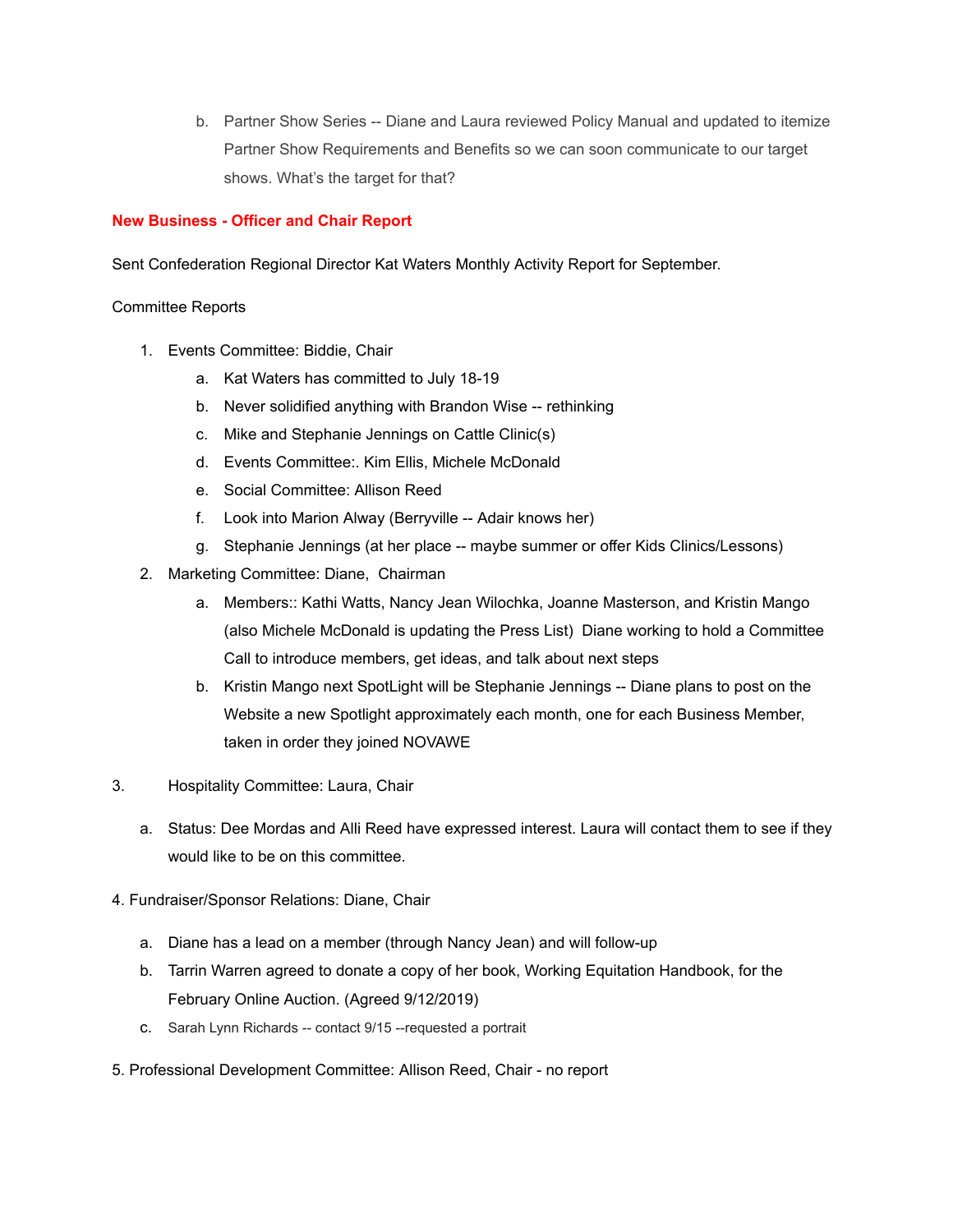b. Partner Show Series -- Diane and Laura reviewed Policy Manual and updated to itemize Partner Show Requirements and Benefits so we can soon communicate to our target shows. What's the target for that?

**New Business - Officer and Chair Report**

Sent Confederation Regional Director Kat Waters Monthly Activity Report for September.

Committee Reports

1. Events Committee: Biddie, Chair
   a. Kat Waters has committed to July 18-19
   b. Never solidified anything with Brandon Wise -- rethinking
   c. Mike and Stephanie Jennings on Cattle Clinic(s)
   d. Events Committee:. Kim Ellis, Michele McDonald
   e. Social Committee: Allison Reed
   f. Look into Marion Alway (Berryville -- Adair knows her)
   g. Stephanie Jennings (at her place -- maybe summer or offer Kids Clinics/Lessons)
2. Marketing Committee: Diane, Chairman
   a. Members:: Kathi Watts, Nancy Jean Wilochka, Joanne Masterson, and Kristin Mango (also Michele McDonald is updating the Press List) Diane working to hold a Committee Call to introduce members, get ideas, and talk about next steps
   b. Kristin Mango next SpotLight will be Stephanie Jennings -- Diane plans to post on the Website a new Spotlight approximately each month, one for each Business Member, taken in order they joined NOVAWE

3. Hospitality Committee: Laura, Chair

   a. Status: Dee Mordas and Alli Reed have expressed interest. Laura will contact them to see if they would like to be on this committee.

4. Fundraiser/Sponsor Relations: Diane, Chair

   a. Diane has a lead on a member (through Nancy Jean) and will follow-up
   b. Tarrin Warren agreed to donate a copy of her book, Working Equitation Handbook, for the February Online Auction. (Agreed 9/12/2019)
   c. Sarah Lynn Richards -- contact 9/15 --requested a portrait

5. Professional Development Committee: Allison Reed, Chair - no report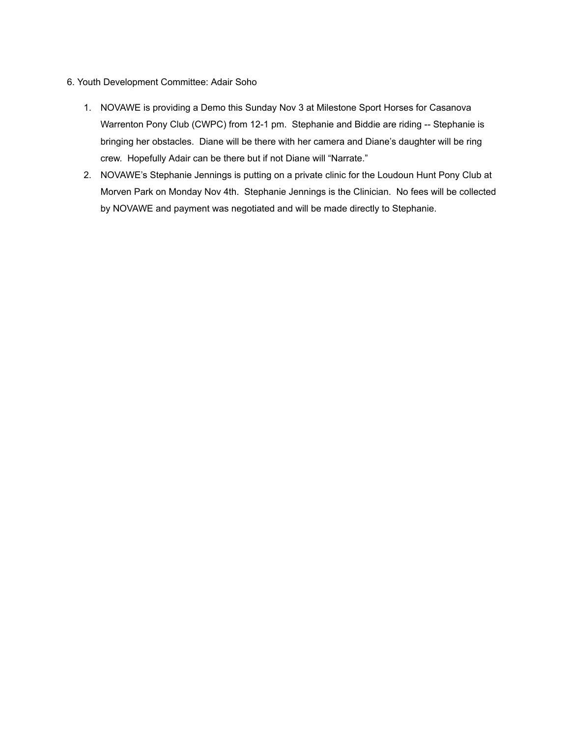6. Youth Development Committee: Adair Soho

1. NOVAWE is providing a Demo this Sunday Nov 3 at Milestone Sport Horses for Casanova Warrenton Pony Club (CWPC) from 12-1 pm. Stephanie and Biddie are riding -- Stephanie is bringing her obstacles. Diane will be there with her camera and Diane's daughter will be ring crew. Hopefully Adair can be there but if not Diane will "Narrate."
2. NOVAWE's Stephanie Jennings is putting on a private clinic for the Loudoun Hunt Pony Club at Morven Park on Monday Nov 4th. Stephanie Jennings is the Clinician. No fees will be collected by NOVAWE and payment was negotiated and will be made directly to Stephanie.